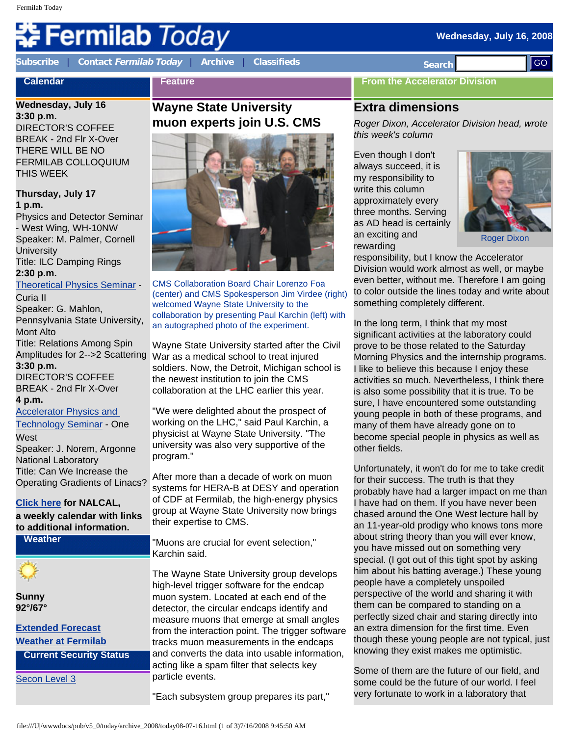# Fermilab Today

Wednesday, July 16, 2008

Subscribe | Contact *Fermilab Today* | Archive | Classifieds

Search GO

## Calendar

**Wednesday, July 16**
**3:30 p.m.**
DIRECTOR'S COFFEE BREAK - 2nd Flr X-Over
THERE WILL BE NO FERMILAB COLLOQUIUM THIS WEEK

**Thursday, July 17**
**1 p.m.**
Physics and Detector Seminar - West Wing, WH-10NW
Speaker: M. Palmer, Cornell University
Title: ILC Damping Rings
**2:30 p.m.**
Theoretical Physics Seminar - Curia II
Speaker: G. Mahlon, Pennsylvania State University, Mont Alto
Title: Relations Among Spin Amplitudes for 2-->2 Scattering
**3:30 p.m.**
DIRECTOR'S COFFEE BREAK - 2nd Flr X-Over
**4 p.m.**
Accelerator Physics and Technology Seminar - One West
Speaker: J. Norem, Argonne National Laboratory
Title: Can We Increase the Operating Gradients of Linacs?

**Click here for NALCAL, a weekly calendar with links to additional information.**

## Weather

**Sunny**
**92°/67°**

**Extended Forecast**
**Weather at Fermilab**

## Current Security Status

Secon Level 3

## Feature

### Wayne State University muon experts join U.S. CMS

CMS Collaboration Board Chair Lorenzo Foa (center) and CMS Spokesperson Jim Virdee (right) welcomed Wayne State University to the collaboration by presenting Paul Karchin (left) with an autographed photo of the experiment.

Wayne State University started after the Civil War as a medical school to treat injured soldiers. Now, the Detroit, Michigan school is the newest institution to join the CMS collaboration at the LHC earlier this year.

"We were delighted about the prospect of working on the LHC," said Paul Karchin, a physicist at Wayne State University. "The university was also very supportive of the program."

After more than a decade of work on muon systems for HERA-B at DESY and operation of CDF at Fermilab, the high-energy physics group at Wayne State University now brings their expertise to CMS.

"Muons are crucial for event selection," Karchin said.

The Wayne State University group develops high-level trigger software for the endcap muon system. Located at each end of the detector, the circular endcaps identify and measure muons that emerge at small angles from the interaction point. The trigger software tracks muon measurements in the endcaps and converts the data into usable information, acting like a spam filter that selects key particle events.

"Each subsystem group prepares its part,"

## From the Accelerator Division

### Extra dimensions

*Roger Dixon, Accelerator Division head, wrote this week's column*

Roger Dixon

Even though I don't always succeed, it is my responsibility to write this column approximately every three months. Serving as AD head is certainly an exciting and rewarding responsibility, but I know the Accelerator Division would work almost as well, or maybe even better, without me. Therefore I am going to color outside the lines today and write about something completely different.

In the long term, I think that my most significant activities at the laboratory could prove to be those related to the Saturday Morning Physics and the internship programs. I like to believe this because I enjoy these activities so much. Nevertheless, I think there is also some possibility that it is true. To be sure, I have encountered some outstanding young people in both of these programs, and many of them have already gone on to become special people in physics as well as other fields.

Unfortunately, it won't do for me to take credit for their success. The truth is that they probably have had a larger impact on me than I have had on them. If you have never been chased around the One West lecture hall by an 11-year-old prodigy who knows tons more about string theory than you will ever know, you have missed out on something very special. (I got out of this tight spot by asking him about his batting average.) These young people have a completely unspoiled perspective of the world and sharing it with them can be compared to standing on a perfectly sized chair and staring directly into an extra dimension for the first time. Even though these young people are not typical, just knowing they exist makes me optimistic.

Some of them are the future of our field, and some could be the future of our world. I feel very fortunate to work in a laboratory that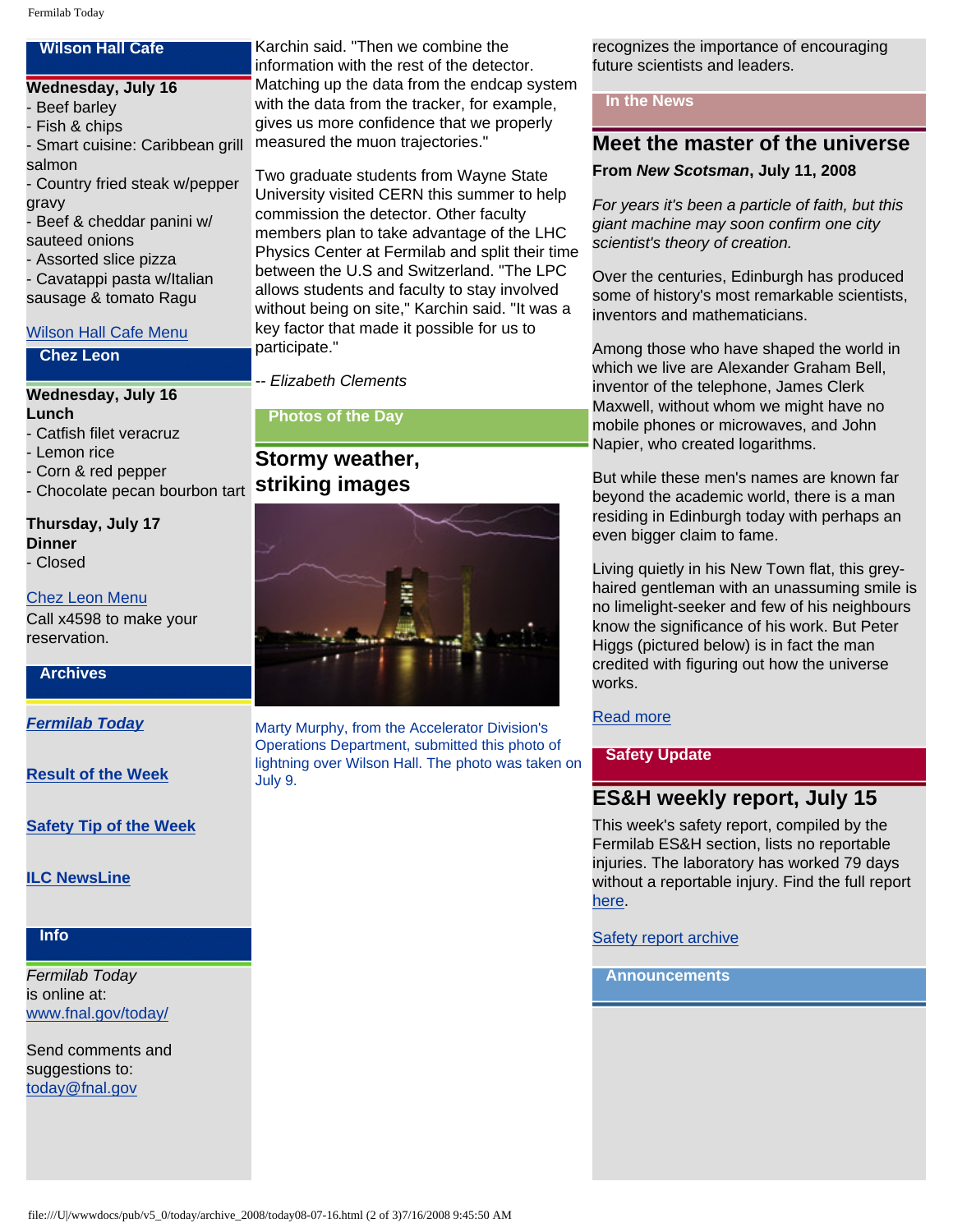## Wilson Hall Cafe

**Wednesday, July 16**
- Beef barley
- Fish & chips
- Smart cuisine: Caribbean grill salmon
- Country fried steak w/pepper gravy
- Beef & cheddar panini w/ sauteed onions
- Assorted slice pizza
- Cavatappi pasta w/Italian sausage & tomato Ragu

Wilson Hall Cafe Menu

## Chez Leon

**Wednesday, July 16**
**Lunch**
- Catfish filet veracruz
- Lemon rice
- Corn & red pepper
- Chocolate pecan bourbon tart

**Thursday, July 17**
**Dinner**
- Closed

Chez Leon Menu
Call x4598 to make your reservation.

## Archives

***Fermilab Today***

**Result of the Week**

**Safety Tip of the Week**

**ILC NewsLine**

## Info

*Fermilab Today* is online at: www.fnal.gov/today/

Send comments and suggestions to: today@fnal.gov

Karchin said. "Then we combine the information with the rest of the detector. Matching up the data from the endcap system with the data from the tracker, for example, gives us more confidence that we properly measured the muon trajectories."

Two graduate students from Wayne State University visited CERN this summer to help commission the detector. Other faculty members plan to take advantage of the LHC Physics Center at Fermilab and split their time between the U.S and Switzerland. "The LPC allows students and faculty to stay involved without being on site," Karchin said. "It was a key factor that made it possible for us to participate."

-- *Elizabeth Clements*

## Photos of the Day

## Stormy weather, striking images

Marty Murphy, from the Accelerator Division's Operations Department, submitted this photo of lightning over Wilson Hall. The photo was taken on July 9.

recognizes the importance of encouraging future scientists and leaders.

## In the News

## Meet the master of the universe

**From *New Scotsman*, July 11, 2008**

*For years it's been a particle of faith, but this giant machine may soon confirm one city scientist's theory of creation.*

Over the centuries, Edinburgh has produced some of history's most remarkable scientists, inventors and mathematicians.

Among those who have shaped the world in which we live are Alexander Graham Bell, inventor of the telephone, James Clerk Maxwell, without whom we might have no mobile phones or microwaves, and John Napier, who created logarithms.

But while these men's names are known far beyond the academic world, there is a man residing in Edinburgh today with perhaps an even bigger claim to fame.

Living quietly in his New Town flat, this grey-haired gentleman with an unassuming smile is no limelight-seeker and few of his neighbours know the significance of his work. But Peter Higgs (pictured below) is in fact the man credited with figuring out how the universe works.

Read more

## Safety Update

## ES&H weekly report, July 15

This week's safety report, compiled by the Fermilab ES&H section, lists no reportable injuries. The laboratory has worked 79 days without a reportable injury. Find the full report here.

Safety report archive

## Announcements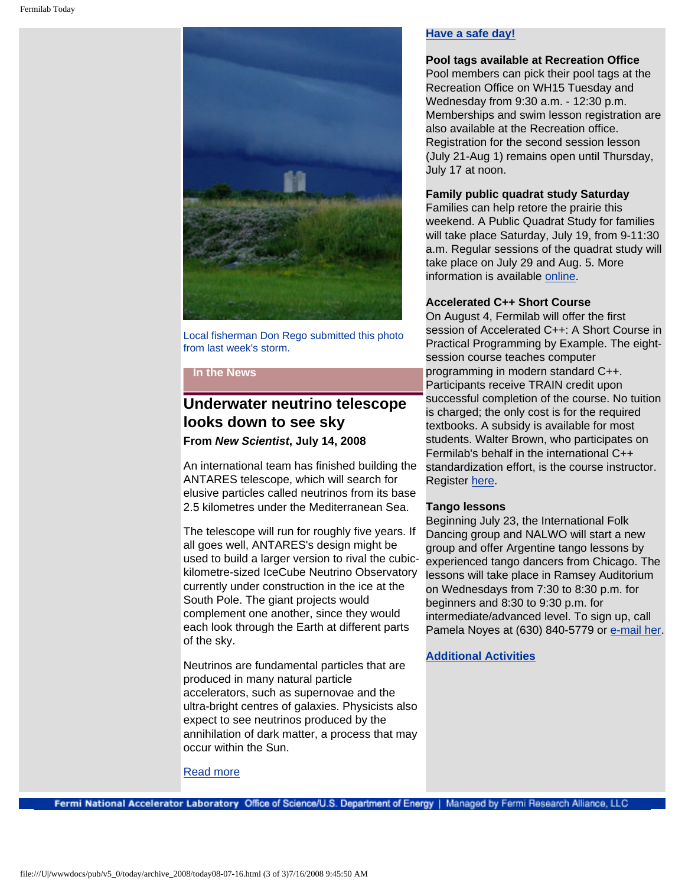Local fisherman Don Rego submitted this photo from last week's storm.

## In the News

### Underwater neutrino telescope looks down to see sky

**From *New Scientist*, July 14, 2008**

An international team has finished building the ANTARES telescope, which will search for elusive particles called neutrinos from its base 2.5 kilometres under the Mediterranean Sea.

The telescope will run for roughly five years. If all goes well, ANTARES's design might be used to build a larger version to rival the cubic-kilometre-sized IceCube Neutrino Observatory currently under construction in the ice at the South Pole. The giant projects would complement one another, since they would each look through the Earth at different parts of the sky.

Neutrinos are fundamental particles that are produced in many natural particle accelerators, such as supernovae and the ultra-bright centres of galaxies. Physicists also expect to see neutrinos produced by the annihilation of dark matter, a process that may occur within the Sun.

Read more

**Have a safe day!**

**Pool tags available at Recreation Office**
Pool members can pick their pool tags at the Recreation Office on WH15 Tuesday and Wednesday from 9:30 a.m. - 12:30 p.m. Memberships and swim lesson registration are also available at the Recreation office. Registration for the second session lesson (July 21-Aug 1) remains open until Thursday, July 17 at noon.

**Family public quadrat study Saturday**
Families can help retore the prairie this weekend. A Public Quadrat Study for families will take place Saturday, July 19, from 9-11:30 a.m. Regular sessions of the quadrat study will take place on July 29 and Aug. 5. More information is available online.

**Accelerated C++ Short Course**
On August 4, Fermilab will offer the first session of Accelerated C++: A Short Course in Practical Programming by Example. The eight-session course teaches computer programming in modern standard C++. Participants receive TRAIN credit upon successful completion of the course. No tuition is charged; the only cost is for the required textbooks. A subsidy is available for most students. Walter Brown, who participates on Fermilab's behalf in the international C++ standardization effort, is the course instructor. Register here.

**Tango lessons**
Beginning July 23, the International Folk Dancing group and NALWO will start a new group and offer Argentine tango lessons by experienced tango dancers from Chicago. The lessons will take place in Ramsey Auditorium on Wednesdays from 7:30 to 8:30 p.m. for beginners and 8:30 to 9:30 p.m. for intermediate/advanced level. To sign up, call Pamela Noyes at (630) 840-5779 or e-mail her.

**Additional Activities**

Fermi National Accelerator Laboratory Office of Science/U.S. Department of Energy | Managed by Fermi Research Alliance, LLC